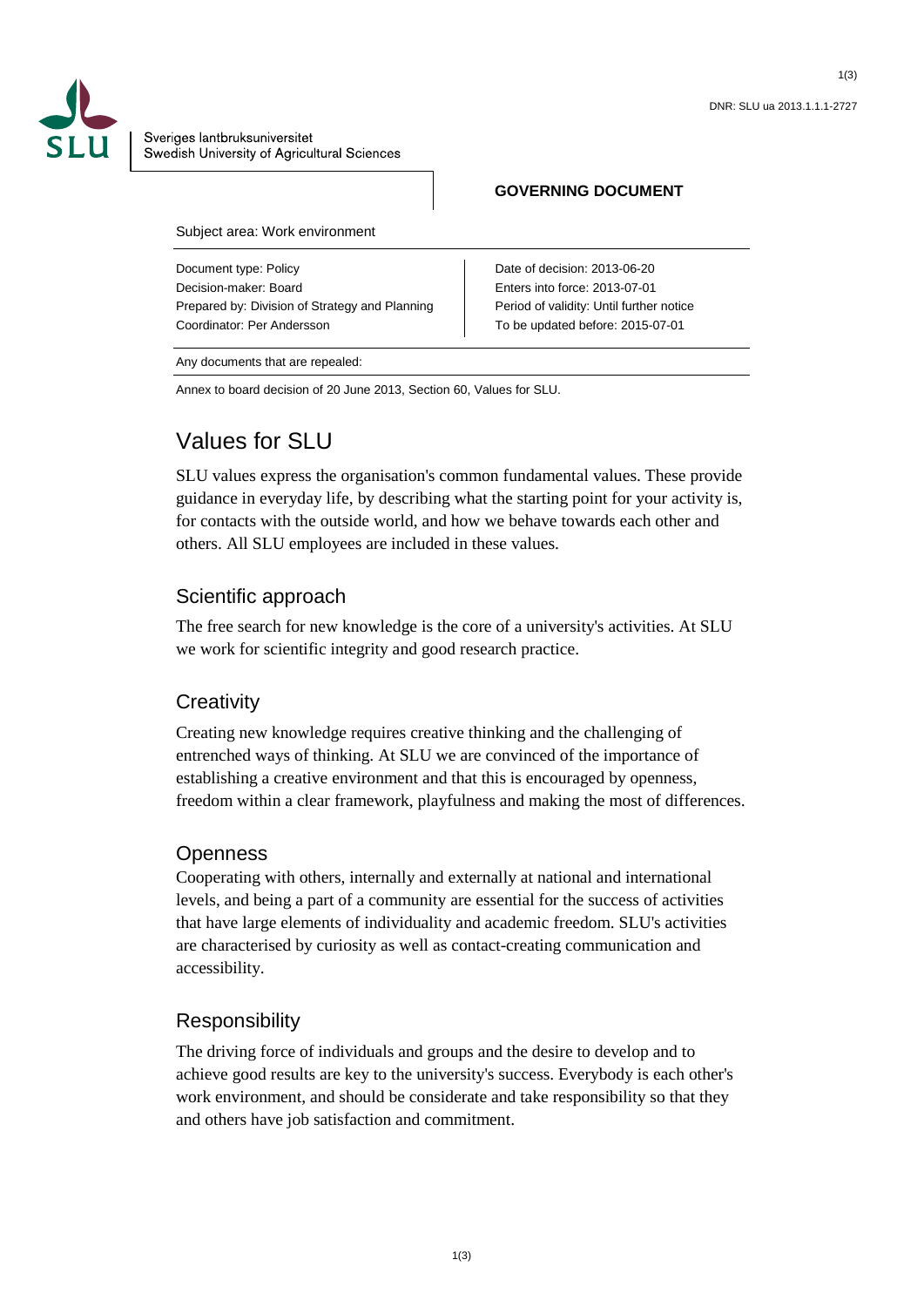DNR: SLU ua 2013.1.1.1-2727

Sveriges lantbruksuniversitet
Swedish University of Agricultural Sciences

**GOVERNING DOCUMENT**

Subject area: Work environment

| | |
|---|---|
| Document type: Policy | Date of decision: 2013-06-20 |
| Decision-maker: Board | Enters into force: 2013-07-01 |
| Prepared by: Division of Strategy and Planning | Period of validity: Until further notice |
| Coordinator: Per Andersson | To be updated before: 2015-07-01 |

Any documents that are repealed:

Annex to board decision of 20 June 2013, Section 60, Values for SLU.

# Values for SLU

SLU values express the organisation's common fundamental values. These provide guidance in everyday life, by describing what the starting point for your activity is, for contacts with the outside world, and how we behave towards each other and others. All SLU employees are included in these values.

## Scientific approach

The free search for new knowledge is the core of a university's activities. At SLU we work for scientific integrity and good research practice.

## Creativity

Creating new knowledge requires creative thinking and the challenging of entrenched ways of thinking. At SLU we are convinced of the importance of establishing a creative environment and that this is encouraged by openness, freedom within a clear framework, playfulness and making the most of differences.

## Openness

Cooperating with others, internally and externally at national and international levels, and being a part of a community are essential for the success of activities that have large elements of individuality and academic freedom. SLU's activities are characterised by curiosity as well as contact-creating communication and accessibility.

## Responsibility

The driving force of individuals and groups and the desire to develop and to achieve good results are key to the university's success. Everybody is each other's work environment, and should be considerate and take responsibility so that they and others have job satisfaction and commitment.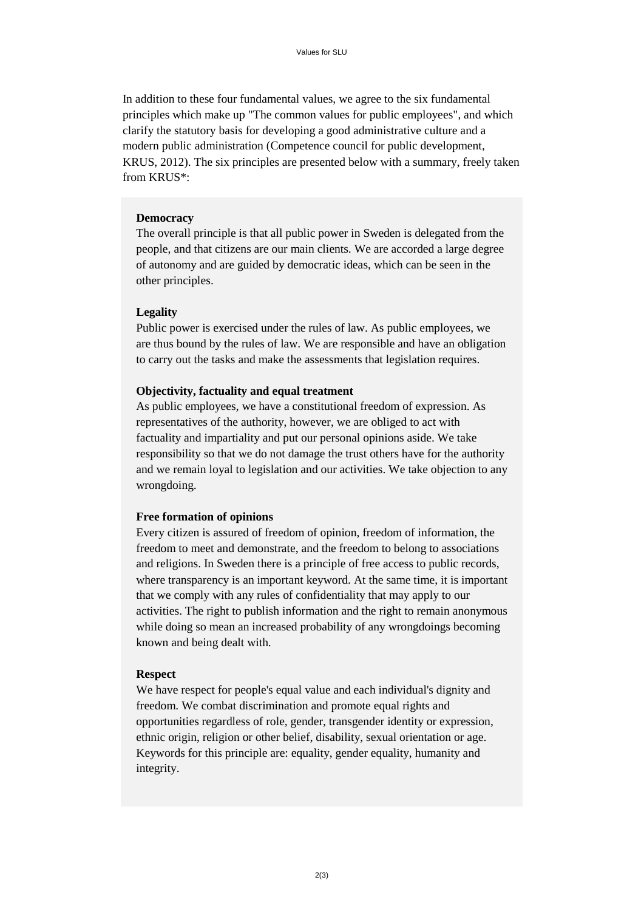In addition to these four fundamental values, we agree to the six fundamental principles which make up "The common values for public employees", and which clarify the statutory basis for developing a good administrative culture and a modern public administration (Competence council for public development, KRUS, 2012). The six principles are presented below with a summary, freely taken from KRUS*:

**Democracy**
The overall principle is that all public power in Sweden is delegated from the people, and that citizens are our main clients. We are accorded a large degree of autonomy and are guided by democratic ideas, which can be seen in the other principles.

**Legality**
Public power is exercised under the rules of law. As public employees, we are thus bound by the rules of law. We are responsible and have an obligation to carry out the tasks and make the assessments that legislation requires.

**Objectivity, factuality and equal treatment**
As public employees, we have a constitutional freedom of expression. As representatives of the authority, however, we are obliged to act with factuality and impartiality and put our personal opinions aside. We take responsibility so that we do not damage the trust others have for the authority and we remain loyal to legislation and our activities. We take objection to any wrongdoing.

**Free formation of opinions**
Every citizen is assured of freedom of opinion, freedom of information, the freedom to meet and demonstrate, and the freedom to belong to associations and religions. In Sweden there is a principle of free access to public records, where transparency is an important keyword. At the same time, it is important that we comply with any rules of confidentiality that may apply to our activities. The right to publish information and the right to remain anonymous while doing so mean an increased probability of any wrongdoings becoming known and being dealt with.

**Respect**
We have respect for people's equal value and each individual's dignity and freedom. We combat discrimination and promote equal rights and opportunities regardless of role, gender, transgender identity or expression, ethnic origin, religion or other belief, disability, sexual orientation or age. Keywords for this principle are: equality, gender equality, humanity and integrity.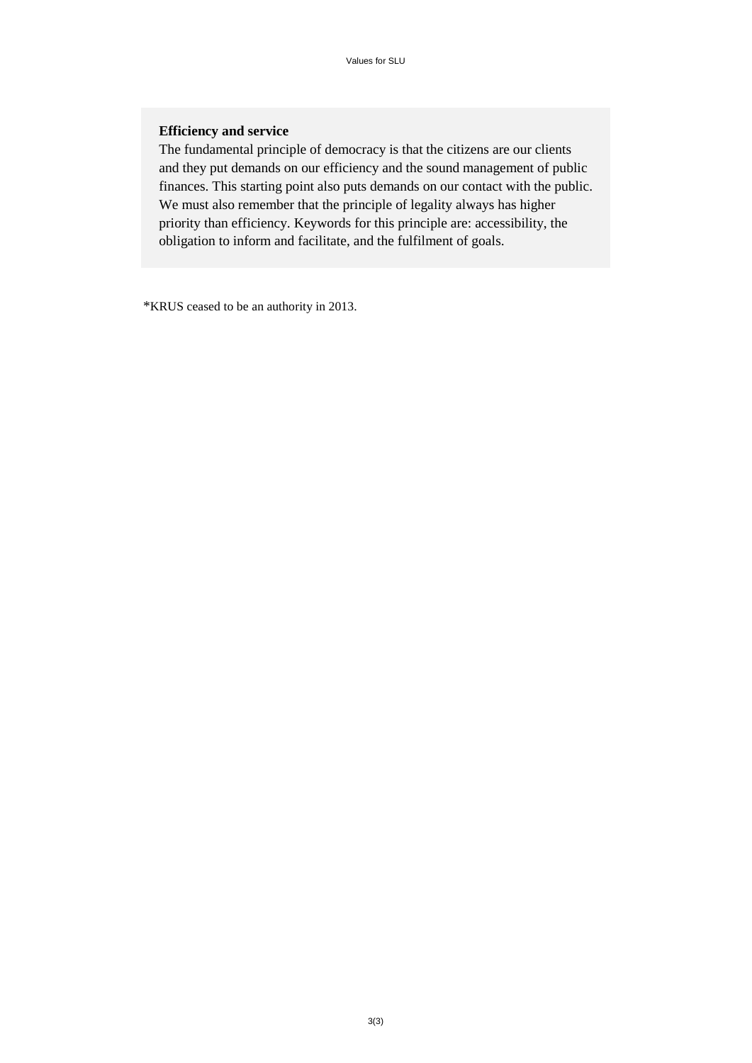**Efficiency and service**

The fundamental principle of democracy is that the citizens are our clients and they put demands on our efficiency and the sound management of public finances. This starting point also puts demands on our contact with the public. We must also remember that the principle of legality always has higher priority than efficiency. Keywords for this principle are: accessibility, the obligation to inform and facilitate, and the fulfilment of goals.

*KRUS ceased to be an authority in 2013.